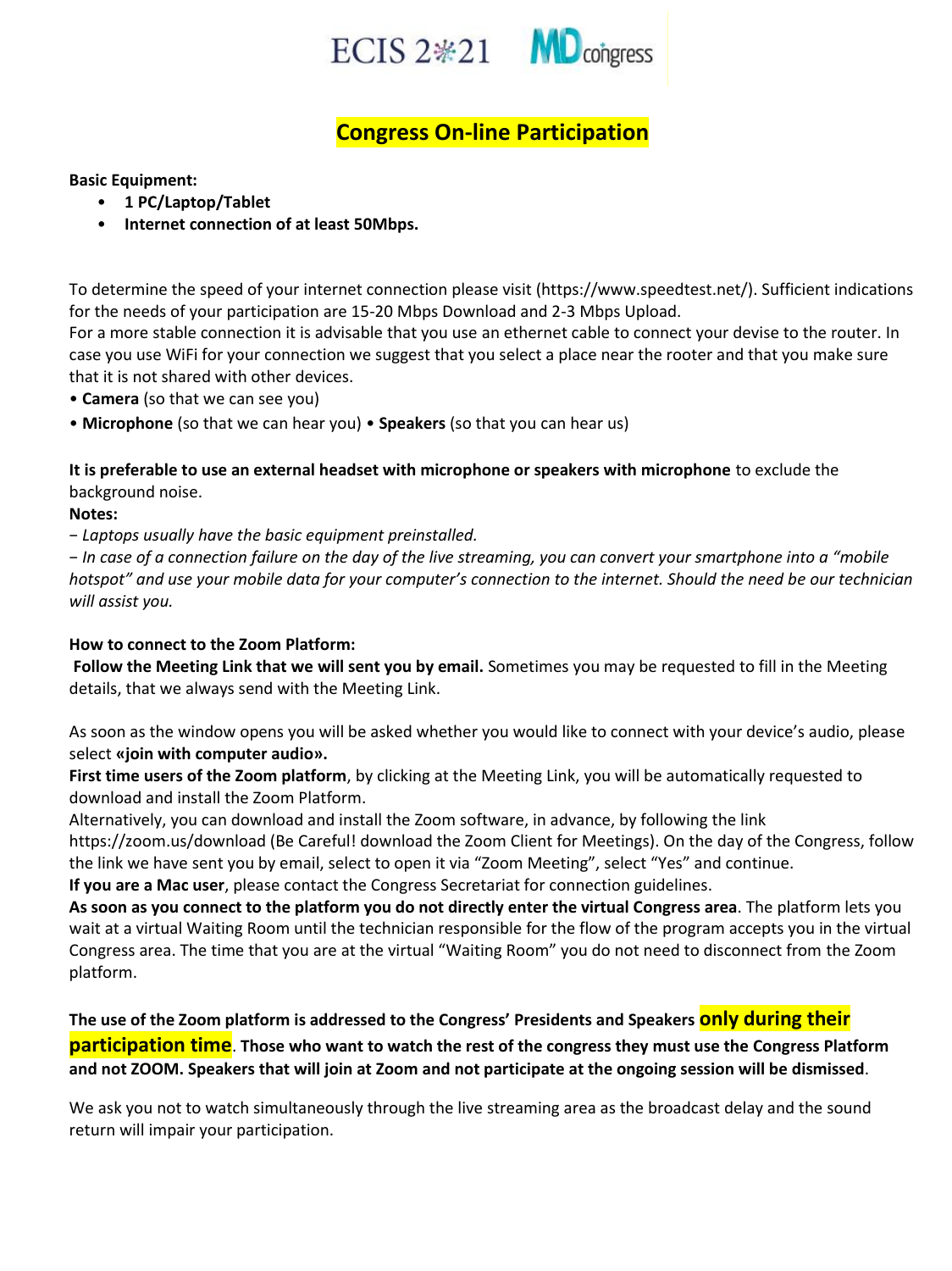ECIS 2021 MDcongress

# Congress On-line Participation

**Basic Equipment:**

- **1 PC/Laptop/Tablet**
- **Internet connection of at least 50Mbps.**

To determine the speed of your internet connection please visit (https://www.speedtest.net/). Sufficient indications for the needs of your participation are 15-20 Mbps Download and 2-3 Mbps Upload.
For a more stable connection it is advisable that you use an ethernet cable to connect your devise to the router. In case you use WiFi for your connection we suggest that you select a place near the rooter and that you make sure that it is not shared with other devices.

- **Camera** (so that we can see you)
- **Microphone** (so that we can hear you) • **Speakers** (so that you can hear us)

**It is preferable to use an external headset with microphone or speakers with microphone** to exclude the background noise.

**Notes:**

− *Laptops usually have the basic equipment preinstalled.*

− *In case of a connection failure on the day of the live streaming, you can convert your smartphone into a "mobile hotspot" and use your mobile data for your computer's connection to the internet. Should the need be our technician will assist you.*

**How to connect to the Zoom Platform:**

**Follow the Meeting Link that we will sent you by email.** Sometimes you may be requested to fill in the Meeting details, that we always send with the Meeting Link.

As soon as the window opens you will be asked whether you would like to connect with your device's audio, please select **«join with computer audio».**

**First time users of the Zoom platform**, by clicking at the Meeting Link, you will be automatically requested to download and install the Zoom Platform.

Alternatively, you can download and install the Zoom software, in advance, by following the link https://zoom.us/download (Be Careful! download the Zoom Client for Meetings). On the day of the Congress, follow the link we have sent you by email, select to open it via "Zoom Meeting", select "Yes" and continue.

**If you are a Mac user**, please contact the Congress Secretariat for connection guidelines.

**As soon as you connect to the platform you do not directly enter the virtual Congress area**. The platform lets you wait at a virtual Waiting Room until the technician responsible for the flow of the program accepts you in the virtual Congress area. The time that you are at the virtual "Waiting Room" you do not need to disconnect from the Zoom platform.

**The use of the Zoom platform is addressed to the Congress' Presidents and Speakers only during their participation time. Those who want to watch the rest of the congress they must use the Congress Platform and not ZOOM. Speakers that will join at Zoom and not participate at the ongoing session will be dismissed.**

We ask you not to watch simultaneously through the live streaming area as the broadcast delay and the sound return will impair your participation.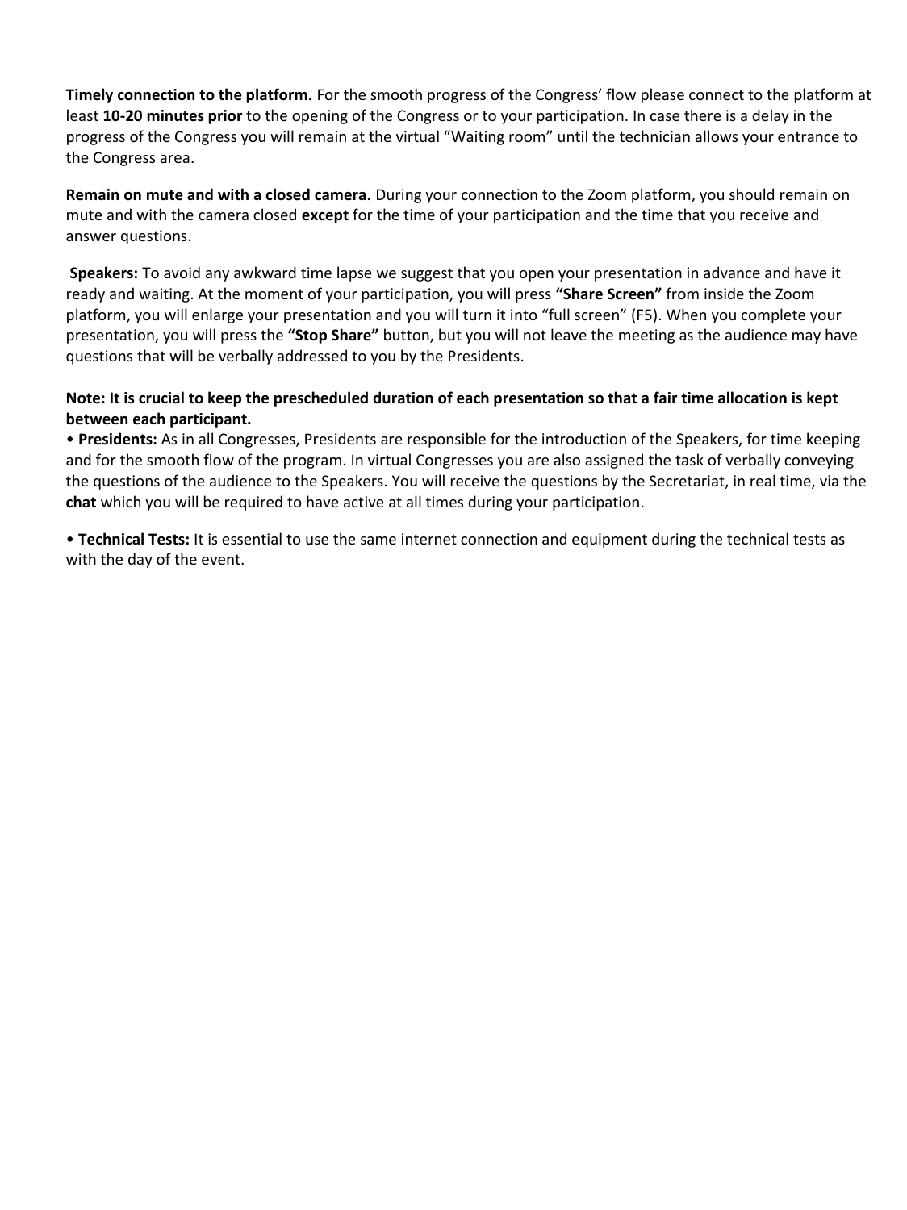**Timely connection to the platform.** For the smooth progress of the Congress' flow please connect to the platform at least **10-20 minutes prior** to the opening of the Congress or to your participation. In case there is a delay in the progress of the Congress you will remain at the virtual "Waiting room" until the technician allows your entrance to the Congress area.

**Remain on mute and with a closed camera.** During your connection to the Zoom platform, you should remain on mute and with the camera closed **except** for the time of your participation and the time that you receive and answer questions.

**Speakers:** To avoid any awkward time lapse we suggest that you open your presentation in advance and have it ready and waiting. At the moment of your participation, you will press **"Share Screen"** from inside the Zoom platform, you will enlarge your presentation and you will turn it into "full screen" (F5). When you complete your presentation, you will press the **"Stop Share"** button, but you will not leave the meeting as the audience may have questions that will be verbally addressed to you by the Presidents.

**Note: It is crucial to keep the prescheduled duration of each presentation so that a fair time allocation is kept between each participant.**

- **Presidents:** As in all Congresses, Presidents are responsible for the introduction of the Speakers, for time keeping and for the smooth flow of the program. In virtual Congresses you are also assigned the task of verbally conveying the questions of the audience to the Speakers. You will receive the questions by the Secretariat, in real time, via the **chat** which you will be required to have active at all times during your participation.

- **Technical Tests:** It is essential to use the same internet connection and equipment during the technical tests as with the day of the event.